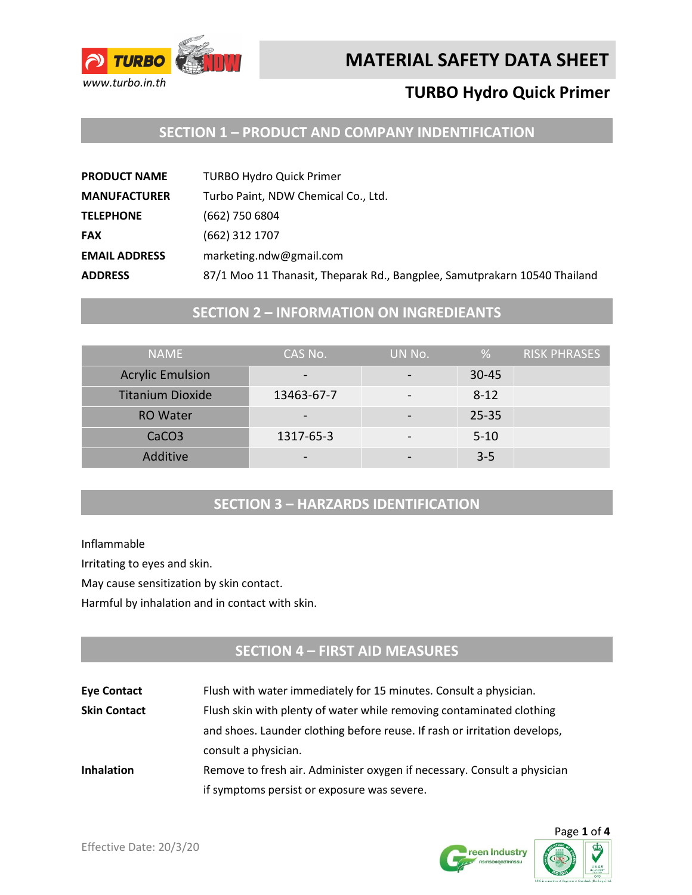# MATERIAL SAFETY DATA SHEET

## TURBO Hydro Quick Primer

## SECTION 1 – PRODUCT AND COMPANY INDENTIFICATION

| | |
|---|---|
| **PRODUCT NAME** | TURBO Hydro Quick Primer |
| **MANUFACTURER** | Turbo Paint, NDW Chemical Co., Ltd. |
| **TELEPHONE** | (662) 750 6804 |
| **FAX** | (662) 312 1707 |
| **EMAIL ADDRESS** | marketing.ndw@gmail.com |
| **ADDRESS** | 87/1 Moo 11 Thanasit, Theparak Rd., Bangplee, Samutprakarn 10540 Thailand |

## SECTION 2 – INFORMATION ON INGREDIEANTS

| NAME | CAS No. | UN No. | % | RISK PHRASES |
|---|---|---|---|---|
| Acrylic Emulsion | - | - | 30-45 | |
| Titanium Dioxide | 13463-67-7 | - | 8-12 | |
| RO Water | - | - | 25-35 | |
| $CaCO_3$ | 1317-65-3 | - | 5-10 | |
| Additive | - | - | 3-5 | |

## SECTION 3 – HARZARDS IDENTIFICATION

Inflammable

Irritating to eyes and skin.

May cause sensitization by skin contact.

Harmful by inhalation and in contact with skin.

## SECTION 4 – FIRST AID MEASURES

| | |
|---|---|
| **Eye Contact** | Flush with water immediately for 15 minutes. Consult a physician. |
| **Skin Contact** | Flush skin with plenty of water while removing contaminated clothing and shoes. Launder clothing before reuse. If rash or irritation develops, consult a physician. |
| **Inhalation** | Remove to fresh air. Administer oxygen if necessary. Consult a physician if symptoms persist or exposure was severe. |

Effective Date: 20/3/20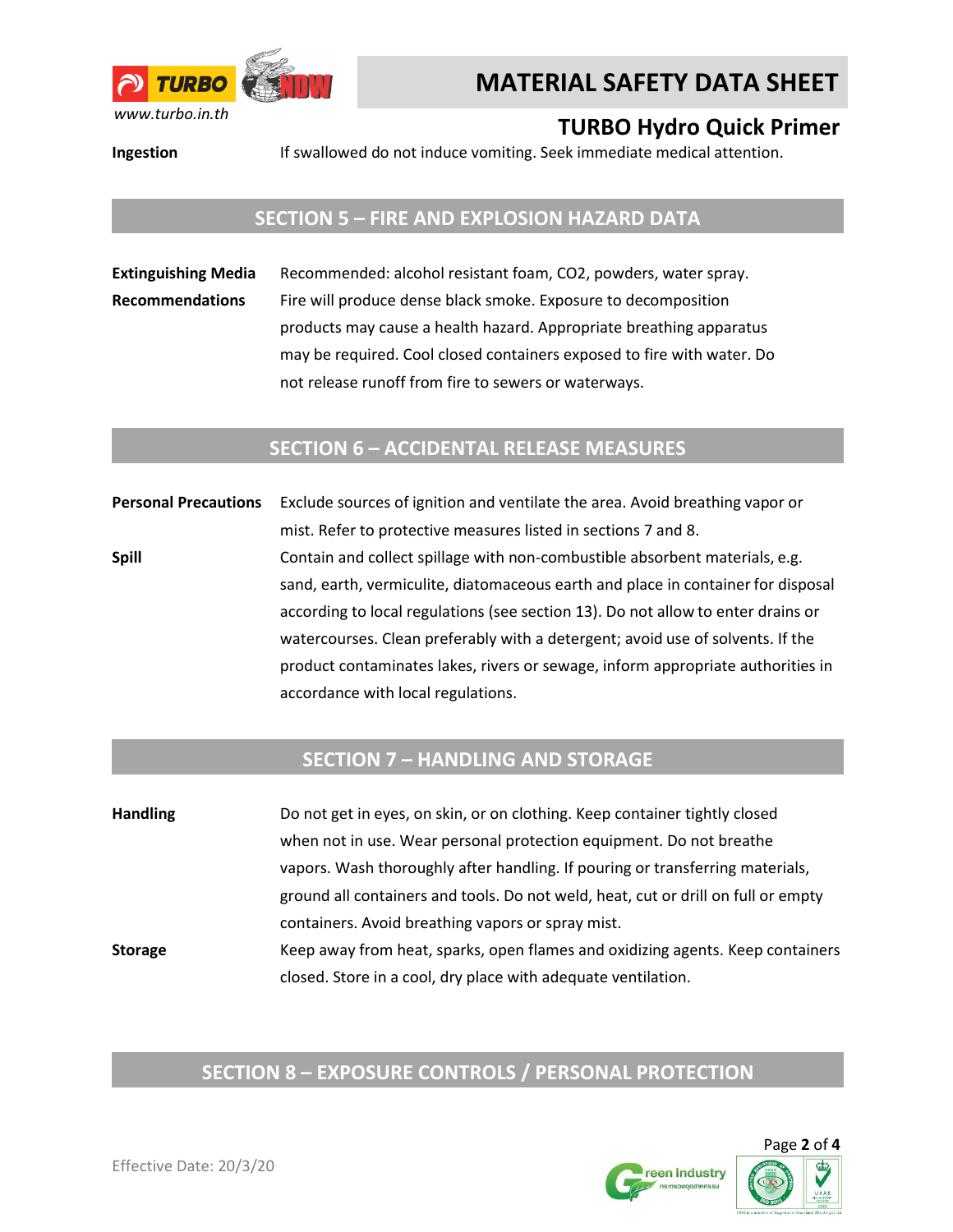**Ingestion** If swallowed do not induce vomiting. Seek immediate medical attention.

## SECTION 5 – FIRE AND EXPLOSION HAZARD DATA

**Extinguishing Media** Recommended: alcohol resistant foam, $CO_2$, powders, water spray.

**Recommendations** Fire will produce dense black smoke. Exposure to decomposition products may cause a health hazard. Appropriate breathing apparatus may be required. Cool closed containers exposed to fire with water. Do not release runoff from fire to sewers or waterways.

## SECTION 6 – ACCIDENTAL RELEASE MEASURES

**Personal Precautions** Exclude sources of ignition and ventilate the area. Avoid breathing vapor or mist. Refer to protective measures listed in sections 7 and 8.

**Spill** Contain and collect spillage with non-combustible absorbent materials, e.g. sand, earth, vermiculite, diatomaceous earth and place in container for disposal according to local regulations (see section 13). Do not allow to enter drains or watercourses. Clean preferably with a detergent; avoid use of solvents. If the product contaminates lakes, rivers or sewage, inform appropriate authorities in accordance with local regulations.

## SECTION 7 – HANDLING AND STORAGE

**Handling** Do not get in eyes, on skin, or on clothing. Keep container tightly closed when not in use. Wear personal protection equipment. Do not breathe vapors. Wash thoroughly after handling. If pouring or transferring materials, ground all containers and tools. Do not weld, heat, cut or drill on full or empty containers. Avoid breathing vapors or spray mist.

**Storage** Keep away from heat, sparks, open flames and oxidizing agents. Keep containers closed. Store in a cool, dry place with adequate ventilation.

## SECTION 8 – EXPOSURE CONTROLS / PERSONAL PROTECTION

Effective Date: 20/3/20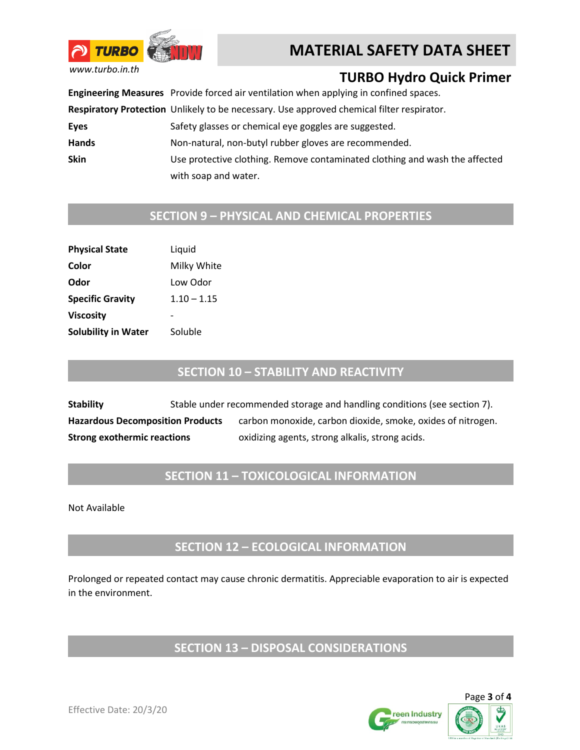| | |
|---|---|
| **Engineering Measures** | Provide forced air ventilation when applying in confined spaces. |
| **Respiratory Protection** | Unlikely to be necessary. Use approved chemical filter respirator. |
| **Eyes** | Safety glasses or chemical eye goggles are suggested. |
| **Hands** | Non-natural, non-butyl rubber gloves are recommended. |
| **Skin** | Use protective clothing. Remove contaminated clothing and wash the affected with soap and water. |

## SECTION 9 – PHYSICAL AND CHEMICAL PROPERTIES

| | |
|---|---|
| **Physical State** | Liquid |
| **Color** | Milky White |
| **Odor** | Low Odor |
| **Specific Gravity** | 1.10 – 1.15 |
| **Viscosity** | - |
| **Solubility in Water** | Soluble |

## SECTION 10 – STABILITY AND REACTIVITY

| | |
|---|---|
| **Stability** | Stable under recommended storage and handling conditions (see section 7). |
| **Hazardous Decomposition Products** | carbon monoxide, carbon dioxide, smoke, oxides of nitrogen. |
| **Strong exothermic reactions** | oxidizing agents, strong alkalis, strong acids. |

## SECTION 11 – TOXICOLOGICAL INFORMATION

Not Available

## SECTION 12 – ECOLOGICAL INFORMATION

Prolonged or repeated contact may cause chronic dermatitis. Appreciable evaporation to air is expected in the environment.

## SECTION 13 – DISPOSAL CONSIDERATIONS

Effective Date: 20/3/20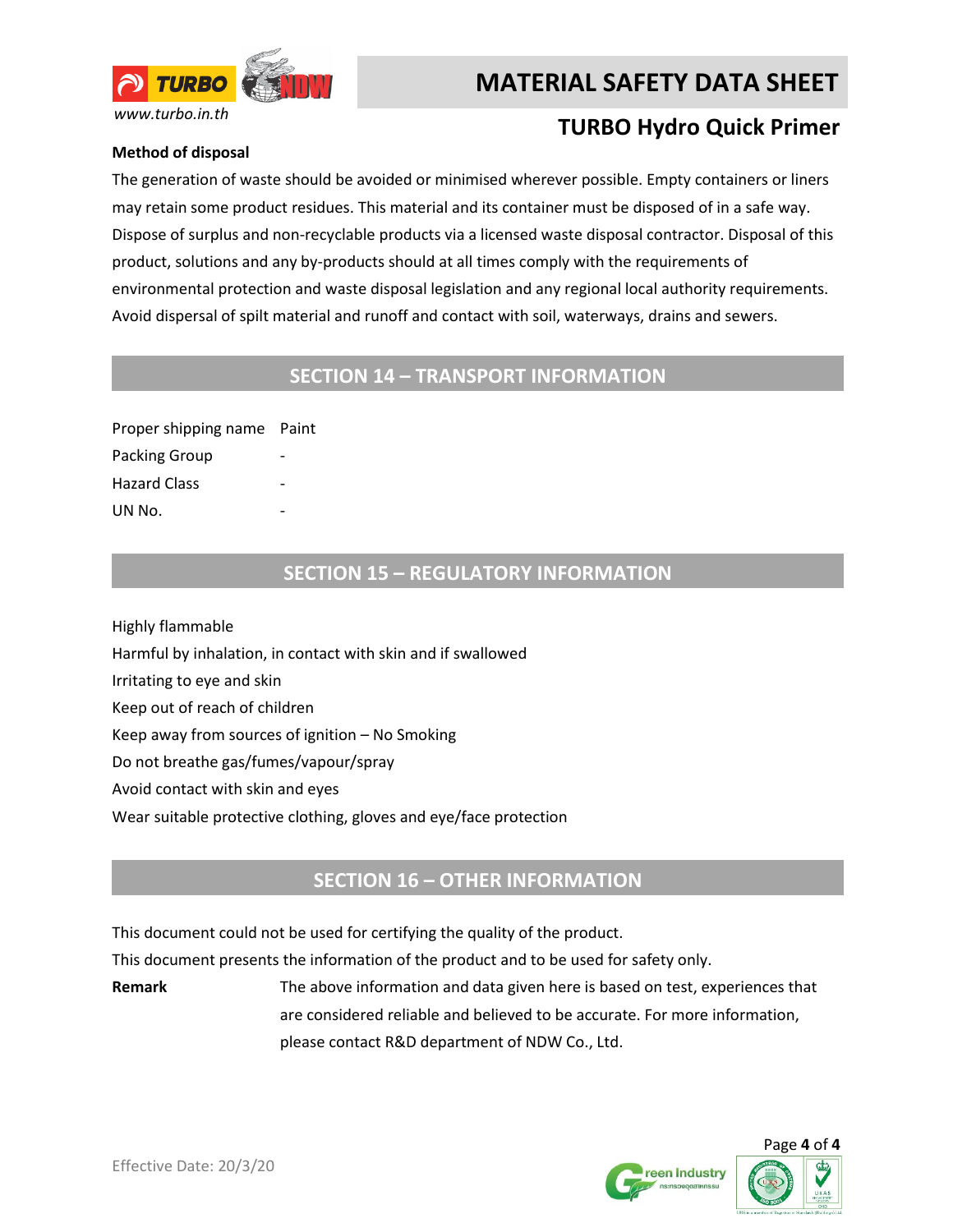**Method of disposal**

The generation of waste should be avoided or minimised wherever possible. Empty containers or liners may retain some product residues. This material and its container must be disposed of in a safe way. Dispose of surplus and non-recyclable products via a licensed waste disposal contractor. Disposal of this product, solutions and any by-products should at all times comply with the requirements of environmental protection and waste disposal legislation and any regional local authority requirements. Avoid dispersal of spilt material and runoff and contact with soil, waterways, drains and sewers.

## SECTION 14 – TRANSPORT INFORMATION

| | |
|---|---|
| Proper shipping name | Paint |
| Packing Group | - |
| Hazard Class | - |
| UN No. | - |

## SECTION 15 – REGULATORY INFORMATION

Highly flammable

Harmful by inhalation, in contact with skin and if swallowed

Irritating to eye and skin

Keep out of reach of children

Keep away from sources of ignition – No Smoking

Do not breathe gas/fumes/vapour/spray

Avoid contact with skin and eyes

Wear suitable protective clothing, gloves and eye/face protection

## SECTION 16 – OTHER INFORMATION

This document could not be used for certifying the quality of the product.

This document presents the information of the product and to be used for safety only.

**Remark** The above information and data given here is based on test, experiences that are considered reliable and believed to be accurate. For more information, please contact R&D department of NDW Co., Ltd.

Effective Date: 20/3/20